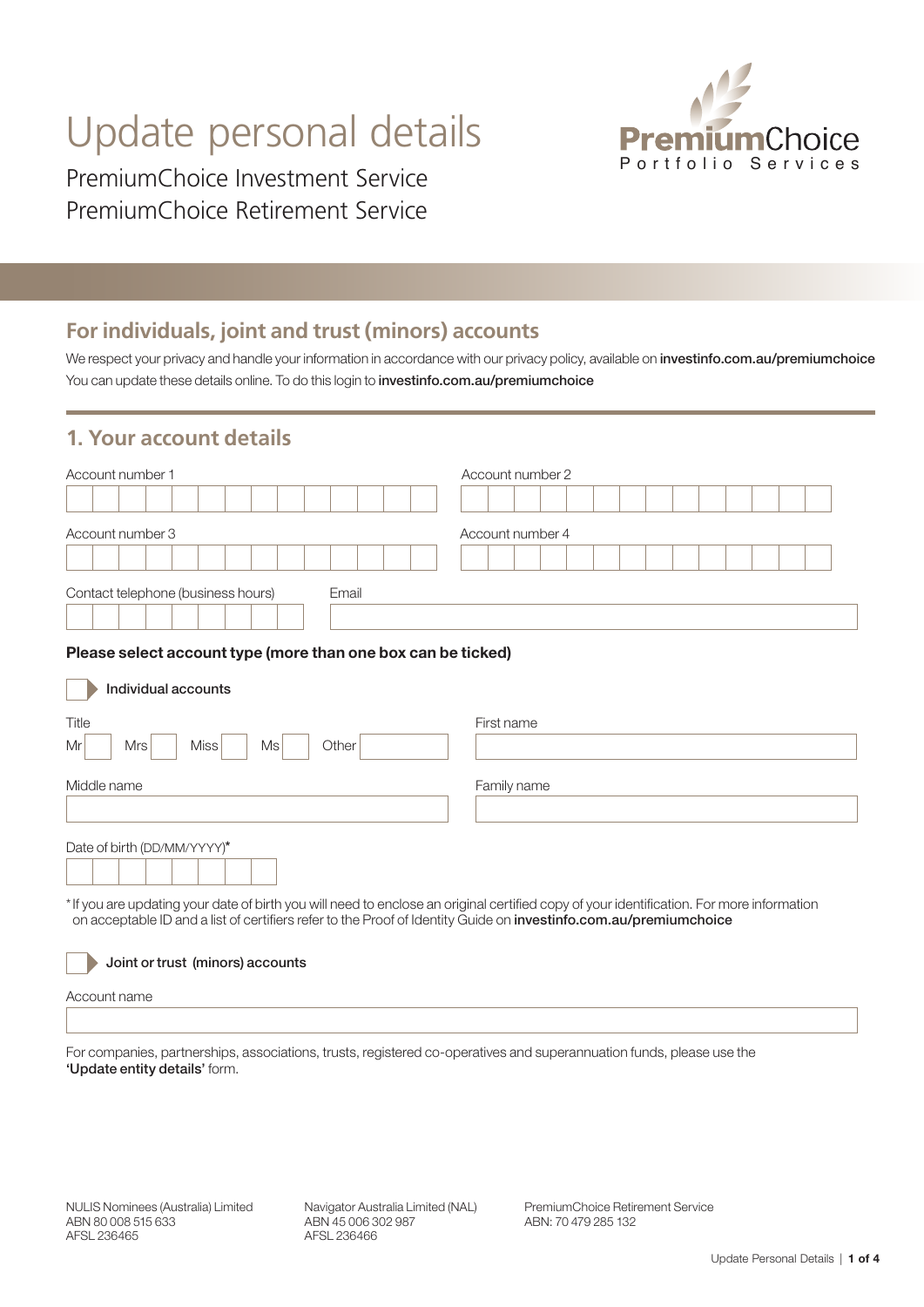# Update personal details

PremiumChoice Investment Service
PremiumChoice Retirement Service

PremiumChoice
Portfolio Services

## For individuals, joint and trust (minors) accounts

We respect your privacy and handle your information in accordance with our privacy policy, available on **investinfo.com.au/premiumchoice**
You can update these details online. To do this login to **investinfo.com.au/premiumchoice**

## 1. Your account details

Account number 1

Account number 2

Account number 3

Account number 4

Contact telephone (business hours)

Email

**Please select account type (more than one box can be ticked)**

☐ **Individual accounts**

Title
Mr ☐ Mrs ☐ Miss ☐ Ms ☐ Other

First name

Middle name

Family name

Date of birth (DD/MM/YYYY)*

*If you are updating your date of birth you will need to enclose an original certified copy of your identification. For more information on acceptable ID and a list of certifiers refer to the Proof of Identity Guide on **investinfo.com.au/premiumchoice**

☐ **Joint or trust (minors) accounts**

Account name

For companies, partnerships, associations, trusts, registered co-operatives and superannuation funds, please use the **'Update entity details'** form.

NULIS Nominees (Australia) Limited
ABN 80 008 515 633
AFSL 236465

Navigator Australia Limited (NAL)
ABN 45 006 302 987
AFSL 236466

PremiumChoice Retirement Service
ABN: 70 479 285 132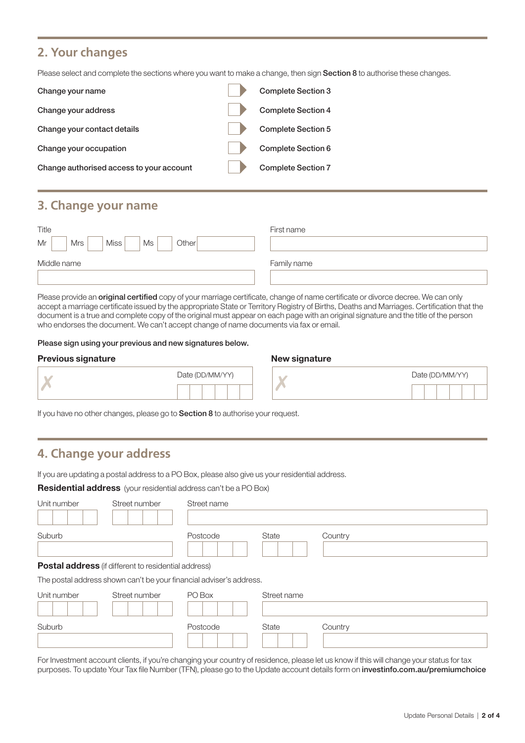## 2. Your changes

Please select and complete the sections where you want to make a change, then sign **Section 8** to authorise these changes.

| | | |
|---|---|---|
| Change your name | ☐ | Complete Section 3 |
| Change your address | ☐ | Complete Section 4 |
| Change your contact details | ☐ | Complete Section 5 |
| Change your occupation | ☐ | Complete Section 6 |
| Change authorised access to your account | ☐ | Complete Section 7 |

## 3. Change your name

Title

Mr ☐ Mrs ☐ Miss ☐ Ms ☐ Other ________

First name

Middle name

Family name

Please provide an **original certified** copy of your marriage certificate, change of name certificate or divorce decree. We can only accept a marriage certificate issued by the appropriate State or Territory Registry of Births, Deaths and Marriages. Certification that the document is a true and complete copy of the original must appear on each page with an original signature and the title of the person who endorses the document. We can't accept change of name documents via fax or email.

**Please sign using your previous and new signatures below.**

**Previous signature**

✗ Date (DD/MM/YY)

**New signature**

✗ Date (DD/MM/YY)

If you have no other changes, please go to **Section 8** to authorise your request.

## 4. Change your address

If you are updating a postal address to a PO Box, please also give us your residential address.

**Residential address** (your residential address can't be a PO Box)

Unit number | Street number | Street name

Suburb | Postcode | State | Country

**Postal address** (if different to residential address)

The postal address shown can't be your financial adviser's address.

Unit number | Street number | PO Box | Street name

Suburb | Postcode | State | Country

For Investment account clients, if you're changing your country of residence, please let us know if this will change your status for tax purposes. To update Your Tax file Number (TFN), please go to the Update account details form on **investinfo.com.au/premiumchoice**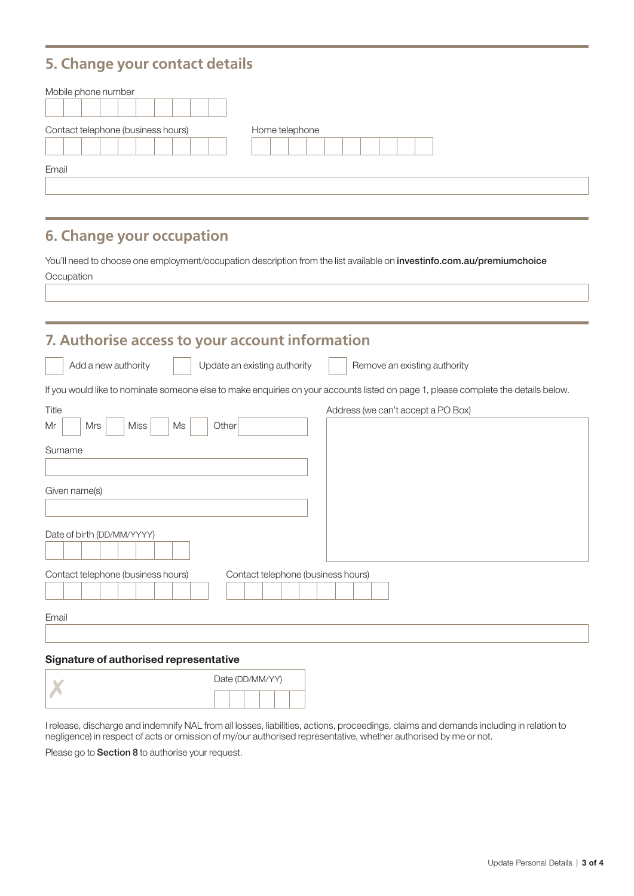## 5. Change your contact details

Mobile phone number

Contact telephone (business hours)

Home telephone

Email

## 6. Change your occupation

You'll need to choose one employment/occupation description from the list available on **investinfo.com.au/premiumchoice**

Occupation

## 7. Authorise access to your account information

☐ Add a new authority ☐ Update an existing authority ☐ Remove an existing authority

If you would like to nominate someone else to make enquiries on your accounts listed on page 1, please complete the details below.

Title

Mr ☐ Mrs ☐ Miss ☐ Ms ☐ Other

Surname

Given name(s)

Date of birth (DD/MM/YYYY)

Address (we can't accept a PO Box)

Contact telephone (business hours)

Contact telephone (business hours)

Email

**Signature of authorised representative**

✗

Date (DD/MM/YY)

I release, discharge and indemnify NAL from all losses, liabilities, actions, proceedings, claims and demands including in relation to negligence) in respect of acts or omission of my/our authorised representative, whether authorised by me or not.

Please go to **Section 8** to authorise your request.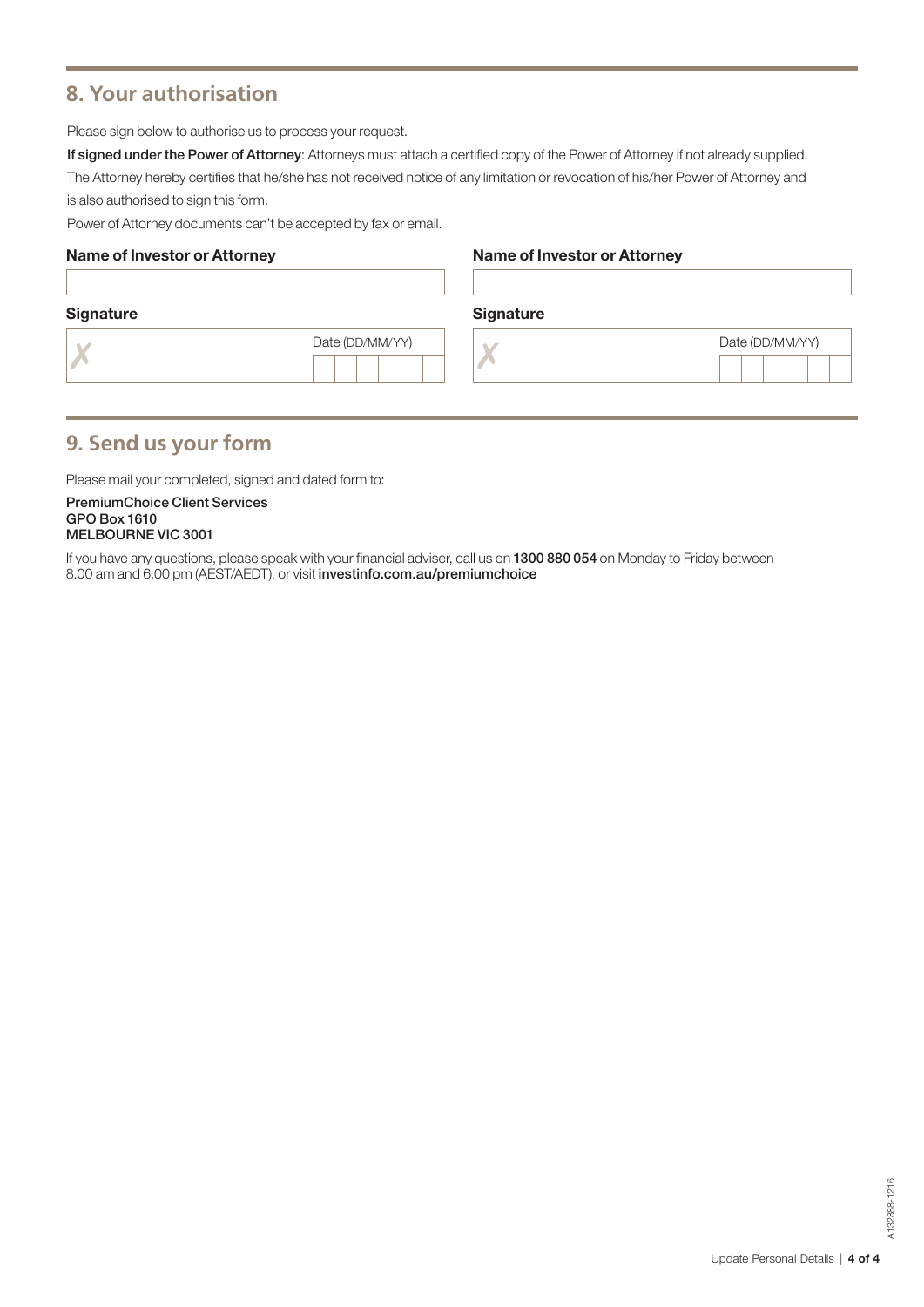## 8. Your authorisation

Please sign below to authorise us to process your request.

**If signed under the Power of Attorney**: Attorneys must attach a certified copy of the Power of Attorney if not already supplied. The Attorney hereby certifies that he/she has not received notice of any limitation or revocation of his/her Power of Attorney and is also authorised to sign this form.

Power of Attorney documents can't be accepted by fax or email.

**Name of Investor or Attorney**

**Signature**

✗ Date (DD/MM/YY)

**Name of Investor or Attorney**

**Signature**

✗ Date (DD/MM/YY)

## 9. Send us your form

Please mail your completed, signed and dated form to:

**PremiumChoice Client Services**
**GPO Box 1610**
**MELBOURNE VIC 3001**

If you have any questions, please speak with your financial adviser, call us on **1300 880 054** on Monday to Friday between 8.00 am and 6.00 pm (AEST/AEDT), or visit **investinfo.com.au/premiumchoice**

A132888-1216